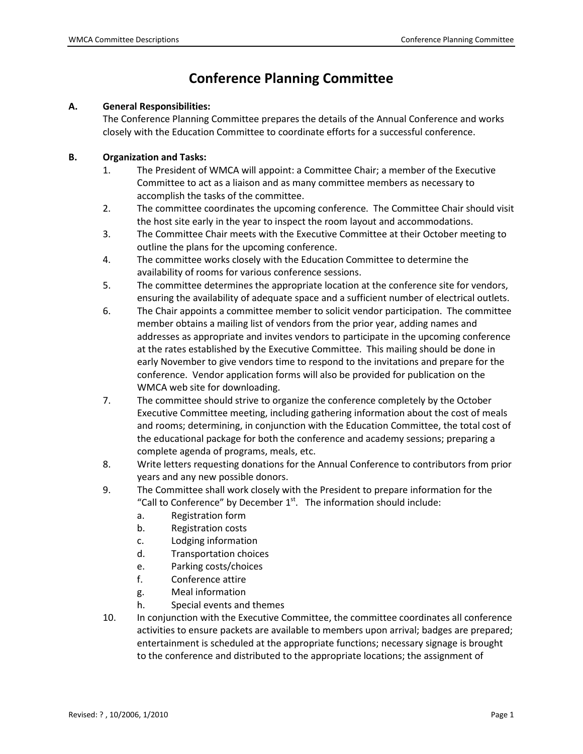# Conference Planning Committee

**A. General Responsibilities:**

The Conference Planning Committee prepares the details of the Annual Conference and works closely with the Education Committee to coordinate efforts for a successful conference.

**B. Organization and Tasks:**

1. The President of WMCA will appoint: a Committee Chair; a member of the Executive Committee to act as a liaison and as many committee members as necessary to accomplish the tasks of the committee.
2. The committee coordinates the upcoming conference. The Committee Chair should visit the host site early in the year to inspect the room layout and accommodations.
3. The Committee Chair meets with the Executive Committee at their October meeting to outline the plans for the upcoming conference.
4. The committee works closely with the Education Committee to determine the availability of rooms for various conference sessions.
5. The committee determines the appropriate location at the conference site for vendors, ensuring the availability of adequate space and a sufficient number of electrical outlets.
6. The Chair appoints a committee member to solicit vendor participation. The committee member obtains a mailing list of vendors from the prior year, adding names and addresses as appropriate and invites vendors to participate in the upcoming conference at the rates established by the Executive Committee. This mailing should be done in early November to give vendors time to respond to the invitations and prepare for the conference. Vendor application forms will also be provided for publication on the WMCA web site for downloading.
7. The committee should strive to organize the conference completely by the October Executive Committee meeting, including gathering information about the cost of meals and rooms; determining, in conjunction with the Education Committee, the total cost of the educational package for both the conference and academy sessions; preparing a complete agenda of programs, meals, etc.
8. Write letters requesting donations for the Annual Conference to contributors from prior years and any new possible donors.
9. The Committee shall work closely with the President to prepare information for the "Call to Conference" by December 1st. The information should include:
   a. Registration form
   b. Registration costs
   c. Lodging information
   d. Transportation choices
   e. Parking costs/choices
   f. Conference attire
   g. Meal information
   h. Special events and themes
10. In conjunction with the Executive Committee, the committee coordinates all conference activities to ensure packets are available to members upon arrival; badges are prepared; entertainment is scheduled at the appropriate functions; necessary signage is brought to the conference and distributed to the appropriate locations; the assignment of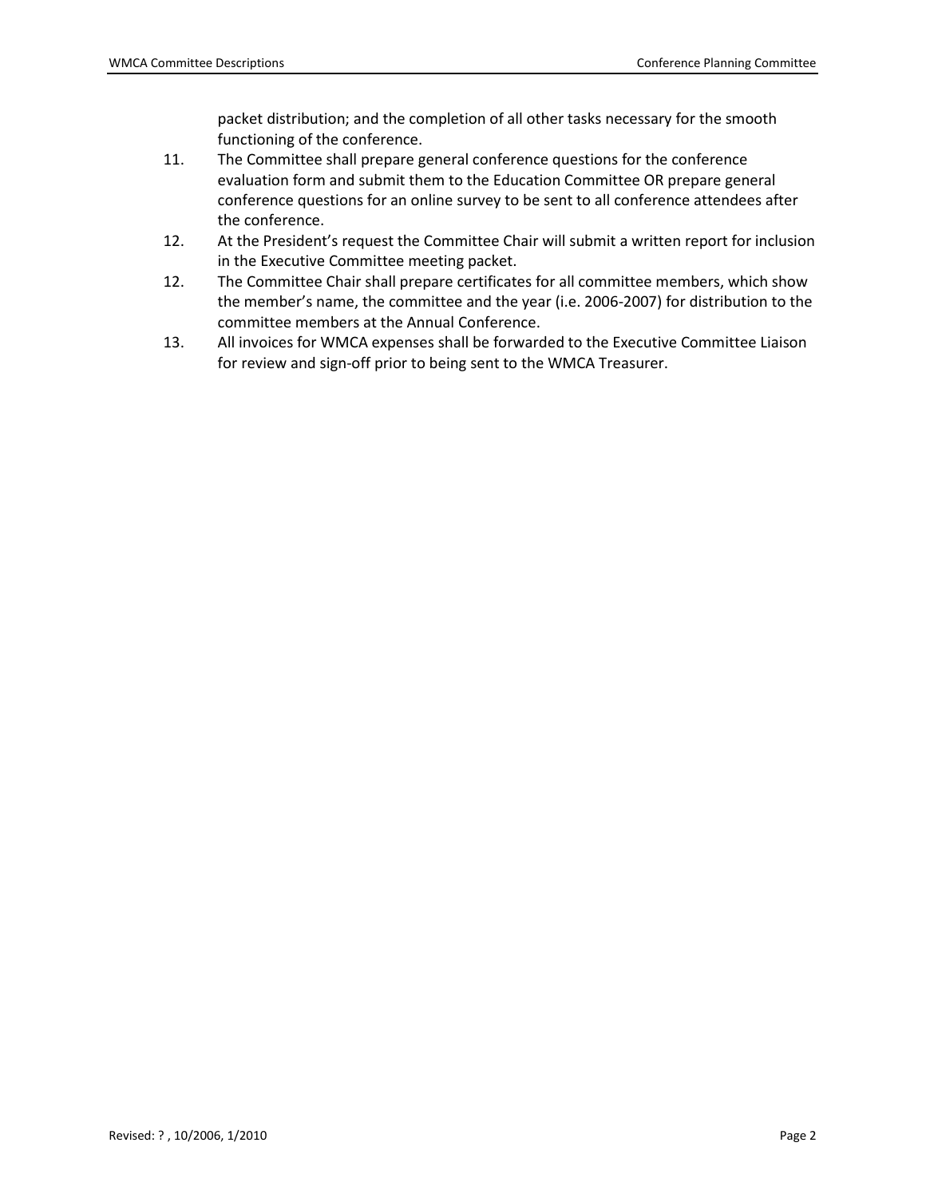packet distribution; and the completion of all other tasks necessary for the smooth functioning of the conference.

11. The Committee shall prepare general conference questions for the conference evaluation form and submit them to the Education Committee OR prepare general conference questions for an online survey to be sent to all conference attendees after the conference.
12. At the President's request the Committee Chair will submit a written report for inclusion in the Executive Committee meeting packet.
12. The Committee Chair shall prepare certificates for all committee members, which show the member's name, the committee and the year (i.e. 2006-2007) for distribution to the committee members at the Annual Conference.
13. All invoices for WMCA expenses shall be forwarded to the Executive Committee Liaison for review and sign-off prior to being sent to the WMCA Treasurer.

Revised: ? , 10/2006, 1/2010